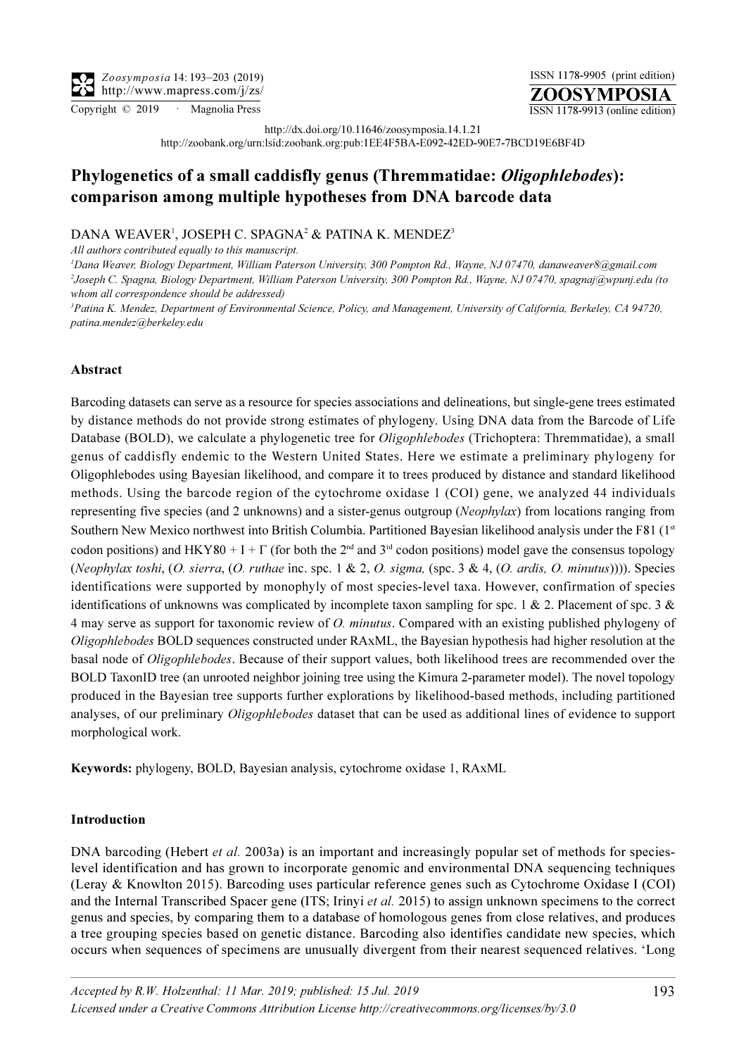http://dx.doi.org/10.11646/zoosymposia.14.1.21

http://zoobank.org/urn:lsid:zoobank.org:pub:1EE4F5BA-E092-42ED-90E7-7BCD19E6BF4D

# Phylogenetics of a small caddisfly genus (Thremmatidae: *Oligophlebodes*): comparison among multiple hypotheses from DNA barcode data

DANA WEAVER[1], JOSEPH C. SPAGNA[2] & PATINA K. MENDEZ[3]

*All authors contributed equally to this manuscript.*

[1]*Dana Weaver, Biology Department, William Paterson University, 300 Pompton Rd., Wayne, NJ 07470, danaweaver8@gmail.com*

[2]*Joseph C. Spagna, Biology Department, William Paterson University, 300 Pompton Rd., Wayne, NJ 07470, spagnaj@wpunj.edu (to whom all correspondence should be addressed)*

[3]*Patina K. Mendez, Department of Environmental Science, Policy, and Management, University of California, Berkeley, CA 94720, patina.mendez@berkeley.edu*

### Abstract

Barcoding datasets can serve as a resource for species associations and delineations, but single-gene trees estimated by distance methods do not provide strong estimates of phylogeny. Using DNA data from the Barcode of Life Database (BOLD), we calculate a phylogenetic tree for *Oligophlebodes* (Trichoptera: Thremmatidae), a small genus of caddisfly endemic to the Western United States. Here we estimate a preliminary phylogeny for Oligophlebodes using Bayesian likelihood, and compare it to trees produced by distance and standard likelihood methods. Using the barcode region of the cytochrome oxidase 1 (COI) gene, we analyzed 44 individuals representing five species (and 2 unknowns) and a sister-genus outgroup (*Neophylax*) from locations ranging from Southern New Mexico northwest into British Columbia. Partitioned Bayesian likelihood analysis under the F81 (1[st] codon positions) and HKY80 + I + Γ (for both the 2[nd] and 3[rd] codon positions) model gave the consensus topology (*Neophylax toshi*, (*O. sierra*, (*O. ruthae* inc. spc. 1 & 2, *O. sigma,* (spc. 3 & 4, (*O. ardis, O. minutus*)))). Species identifications were supported by monophyly of most species-level taxa. However, confirmation of species identifications of unknowns was complicated by incomplete taxon sampling for spc. 1 & 2. Placement of spc. 3 & 4 may serve as support for taxonomic review of *O. minutus*. Compared with an existing published phylogeny of *Oligophlebodes* BOLD sequences constructed under RAxML, the Bayesian hypothesis had higher resolution at the basal node of *Oligophlebodes*. Because of their support values, both likelihood trees are recommended over the BOLD TaxonID tree (an unrooted neighbor joining tree using the Kimura 2-parameter model). The novel topology produced in the Bayesian tree supports further explorations by likelihood-based methods, including partitioned analyses, of our preliminary *Oligophlebodes* dataset that can be used as additional lines of evidence to support morphological work.

**Keywords:** phylogeny, BOLD, Bayesian analysis, cytochrome oxidase 1, RAxML

### Introduction

DNA barcoding (Hebert *et al.* 2003a) is an important and increasingly popular set of methods for species-level identification and has grown to incorporate genomic and environmental DNA sequencing techniques (Leray & Knowlton 2015). Barcoding uses particular reference genes such as Cytochrome Oxidase I (COI) and the Internal Transcribed Spacer gene (ITS; Irinyi *et al.* 2015) to assign unknown specimens to the correct genus and species, by comparing them to a database of homologous genes from close relatives, and produces a tree grouping species based on genetic distance. Barcoding also identifies candidate new species, which occurs when sequences of specimens are unusually divergent from their nearest sequenced relatives. 'Long

*Accepted by R.W. Holzenthal: 11 Mar. 2019; published: 15 Jul. 2019*

*Licensed under a Creative Commons Attribution License http://creativecommons.org/licenses/by/3.0*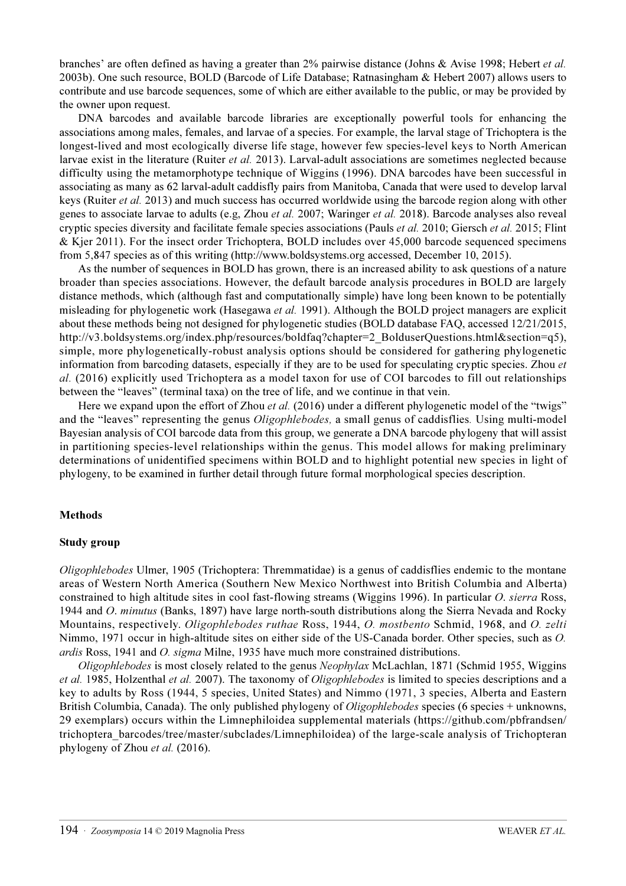branches' are often defined as having a greater than 2% pairwise distance (Johns & Avise 1998; Hebert *et al.* 2003b). One such resource, BOLD (Barcode of Life Database; Ratnasingham & Hebert 2007) allows users to contribute and use barcode sequences, some of which are either available to the public, or may be provided by the owner upon request.

DNA barcodes and available barcode libraries are exceptionally powerful tools for enhancing the associations among males, females, and larvae of a species. For example, the larval stage of Trichoptera is the longest-lived and most ecologically diverse life stage, however few species-level keys to North American larvae exist in the literature (Ruiter *et al.* 2013). Larval-adult associations are sometimes neglected because difficulty using the metamorphotype technique of Wiggins (1996). DNA barcodes have been successful in associating as many as 62 larval-adult caddisfly pairs from Manitoba, Canada that were used to develop larval keys (Ruiter *et al.* 2013) and much success has occurred worldwide using the barcode region along with other genes to associate larvae to adults (e.g, Zhou *et al.* 2007; Waringer *et al.* 2018). Barcode analyses also reveal cryptic species diversity and facilitate female species associations (Pauls *et al.* 2010; Giersch *et al.* 2015; Flint & Kjer 2011). For the insect order Trichoptera, BOLD includes over 45,000 barcode sequenced specimens from 5,847 species as of this writing (http://www.boldsystems.org accessed, December 10, 2015).

As the number of sequences in BOLD has grown, there is an increased ability to ask questions of a nature broader than species associations. However, the default barcode analysis procedures in BOLD are largely distance methods, which (although fast and computationally simple) have long been known to be potentially misleading for phylogenetic work (Hasegawa *et al.* 1991). Although the BOLD project managers are explicit about these methods being not designed for phylogenetic studies (BOLD database FAQ, accessed 12/21/2015, http://v3.boldsystems.org/index.php/resources/boldfaq?chapter=2_BolduserQuestions.html&section=q5), simple, more phylogenetically-robust analysis options should be considered for gathering phylogenetic information from barcoding datasets, especially if they are to be used for speculating cryptic species. Zhou *et al.* (2016) explicitly used Trichoptera as a model taxon for use of COI barcodes to fill out relationships between the "leaves" (terminal taxa) on the tree of life, and we continue in that vein.

Here we expand upon the effort of Zhou *et al.* (2016) under a different phylogenetic model of the "twigs" and the "leaves" representing the genus *Oligophlebodes,* a small genus of caddisflies*.* Using multi-model Bayesian analysis of COI barcode data from this group, we generate a DNA barcode phylogeny that will assist in partitioning species-level relationships within the genus. This model allows for making preliminary determinations of unidentified specimens within BOLD and to highlight potential new species in light of phylogeny, to be examined in further detail through future formal morphological species description.

## Methods

### Study group

*Oligophlebodes* Ulmer, 1905 (Trichoptera: Thremmatidae) is a genus of caddisflies endemic to the montane areas of Western North America (Southern New Mexico Northwest into British Columbia and Alberta) constrained to high altitude sites in cool fast-flowing streams (Wiggins 1996). In particular *O. sierra* Ross, 1944 and *O. minutus* (Banks, 1897) have large north-south distributions along the Sierra Nevada and Rocky Mountains, respectively. *Oligophlebodes ruthae* Ross, 1944, *O. mostbento* Schmid, 1968, and *O. zelti* Nimmo, 1971 occur in high-altitude sites on either side of the US-Canada border. Other species, such as *O. ardis* Ross, 1941 and *O. sigma* Milne, 1935 have much more constrained distributions.

*Oligophlebodes* is most closely related to the genus *Neophylax* McLachlan, 1871 (Schmid 1955, Wiggins *et al.* 1985, Holzenthal *et al.* 2007). The taxonomy of *Oligophlebodes* is limited to species descriptions and a key to adults by Ross (1944, 5 species, United States) and Nimmo (1971, 3 species, Alberta and Eastern British Columbia, Canada). The only published phylogeny of *Oligophlebodes* species (6 species + unknowns, 29 exemplars) occurs within the Limnephiloidea supplemental materials (https://github.com/pbfrandsen/trichoptera_barcodes/tree/master/subclades/Limnephiloidea) of the large-scale analysis of Trichopteran phylogeny of Zhou *et al.* (2016).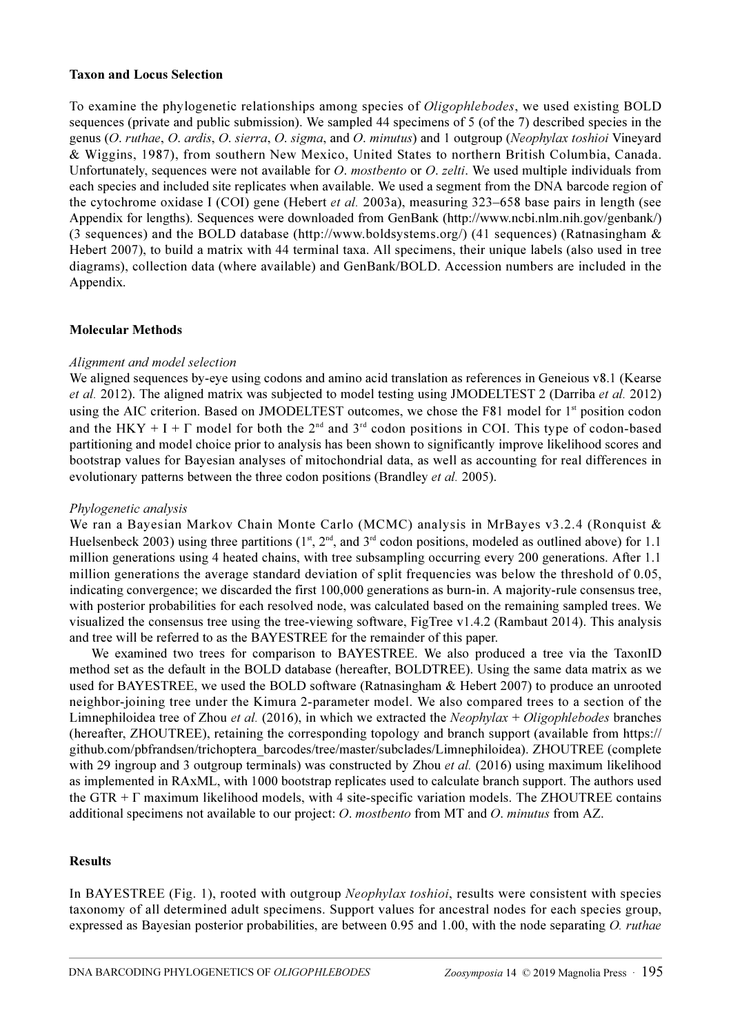**Taxon and Locus Selection**

To examine the phylogenetic relationships among species of *Oligophlebodes*, we used existing BOLD sequences (private and public submission). We sampled 44 specimens of 5 (of the 7) described species in the genus (*O. ruthae*, *O. ardis*, *O. sierra*, *O. sigma*, and *O. minutus*) and 1 outgroup (*Neophylax toshioi* Vineyard & Wiggins, 1987), from southern New Mexico, United States to northern British Columbia, Canada. Unfortunately, sequences were not available for *O. mostbento* or *O. zelti*. We used multiple individuals from each species and included site replicates when available. We used a segment from the DNA barcode region of the cytochrome oxidase I (COI) gene (Hebert *et al.* 2003a), measuring 323–658 base pairs in length (see Appendix for lengths). Sequences were downloaded from GenBank (http://www.ncbi.nlm.nih.gov/genbank/) (3 sequences) and the BOLD database (http://www.boldsystems.org/) (41 sequences) (Ratnasingham & Hebert 2007), to build a matrix with 44 terminal taxa. All specimens, their unique labels (also used in tree diagrams), collection data (where available) and GenBank/BOLD. Accession numbers are included in the Appendix.

**Molecular Methods**

*Alignment and model selection*

We aligned sequences by-eye using codons and amino acid translation as references in Geneious v8.1 (Kearse *et al.* 2012). The aligned matrix was subjected to model testing using JMODELTEST 2 (Darriba *et al.* 2012) using the AIC criterion. Based on JMODELTEST outcomes, we chose the F81 model for 1st position codon and the HKY + I + Γ model for both the 2nd and 3rd codon positions in COI. This type of codon-based partitioning and model choice prior to analysis has been shown to significantly improve likelihood scores and bootstrap values for Bayesian analyses of mitochondrial data, as well as accounting for real differences in evolutionary patterns between the three codon positions (Brandley *et al.* 2005).

*Phylogenetic analysis*

We ran a Bayesian Markov Chain Monte Carlo (MCMC) analysis in MrBayes v3.2.4 (Ronquist & Huelsenbeck 2003) using three partitions (1st, 2nd, and 3rd codon positions, modeled as outlined above) for 1.1 million generations using 4 heated chains, with tree subsampling occurring every 200 generations. After 1.1 million generations the average standard deviation of split frequencies was below the threshold of 0.05, indicating convergence; we discarded the first 100,000 generations as burn-in. A majority-rule consensus tree, with posterior probabilities for each resolved node, was calculated based on the remaining sampled trees. We visualized the consensus tree using the tree-viewing software, FigTree v1.4.2 (Rambaut 2014). This analysis and tree will be referred to as the BAYESTREE for the remainder of this paper.

We examined two trees for comparison to BAYESTREE. We also produced a tree via the TaxonID method set as the default in the BOLD database (hereafter, BOLDTREE). Using the same data matrix as we used for BAYESTREE, we used the BOLD software (Ratnasingham & Hebert 2007) to produce an unrooted neighbor-joining tree under the Kimura 2-parameter model. We also compared trees to a section of the Limnephiloidea tree of Zhou *et al.* (2016), in which we extracted the *Neophylax* + *Oligophlebodes* branches (hereafter, ZHOUTREE), retaining the corresponding topology and branch support (available from https://github.com/pbfrandsen/trichoptera_barcodes/tree/master/subclades/Limnephiloidea). ZHOUTREE (complete with 29 ingroup and 3 outgroup terminals) was constructed by Zhou *et al.* (2016) using maximum likelihood as implemented in RAxML, with 1000 bootstrap replicates used to calculate branch support. The authors used the GTR + Γ maximum likelihood models, with 4 site-specific variation models. The ZHOUTREE contains additional specimens not available to our project: *O. mostbento* from MT and *O. minutus* from AZ.

**Results**

In BAYESTREE (Fig. 1), rooted with outgroup *Neophylax toshioi*, results were consistent with species taxonomy of all determined adult specimens. Support values for ancestral nodes for each species group, expressed as Bayesian posterior probabilities, are between 0.95 and 1.00, with the node separating *O. ruthae*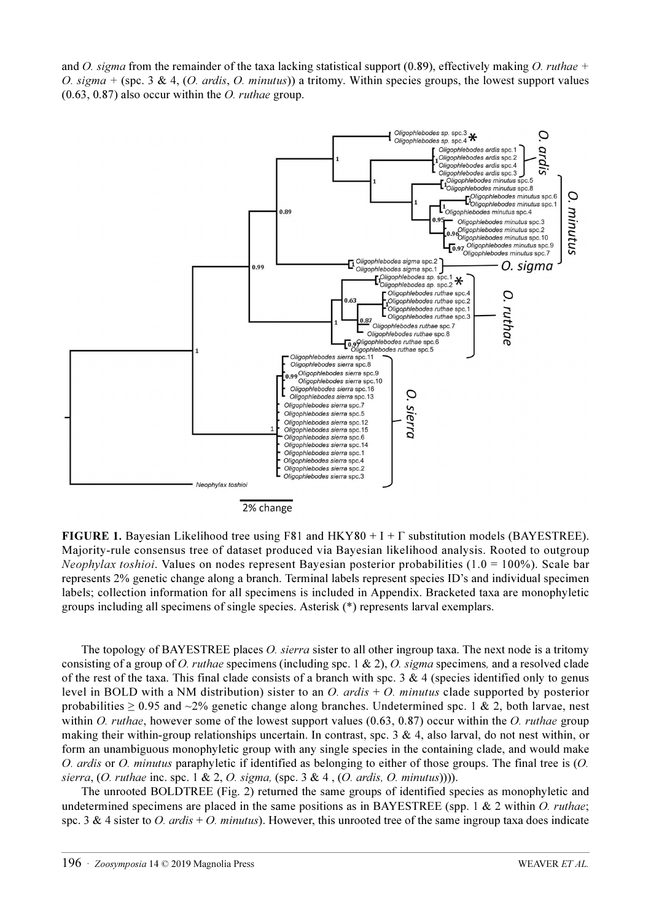and *O. sigma* from the remainder of the taxa lacking statistical support (0.89), effectively making *O. ruthae* + *O. sigma* + (spc. 3 & 4, (*O. ardis*, *O. minutus*)) a tritomy. Within species groups, the lowest support values (0.63, 0.87) also occur within the *O. ruthae* group.

**FIGURE 1.** Bayesian Likelihood tree using F81 and HKY80 + I + Γ substitution models (BAYESTREE). Majority-rule consensus tree of dataset produced via Bayesian likelihood analysis. Rooted to outgroup *Neophylax toshioi*. Values on nodes represent Bayesian posterior probabilities (1.0 = 100%). Scale bar represents 2% genetic change along a branch. Terminal labels represent species ID's and individual specimen labels; collection information for all specimens is included in Appendix. Bracketed taxa are monophyletic groups including all specimens of single species. Asterisk (*) represents larval exemplars.

The topology of BAYESTREE places *O. sierra* sister to all other ingroup taxa. The next node is a tritomy consisting of a group of *O. ruthae* specimens (including spc. 1 & 2), *O. sigma* specimens, and a resolved clade of the rest of the taxa. This final clade consists of a branch with spc. 3 & 4 (species identified only to genus level in BOLD with a NM distribution) sister to an *O. ardis* + *O. minutus* clade supported by posterior probabilities ≥ 0.95 and ~2% genetic change along branches. Undetermined spc. 1 & 2, both larvae, nest within *O. ruthae*, however some of the lowest support values (0.63, 0.87) occur within the *O. ruthae* group making their within-group relationships uncertain. In contrast, spc. 3 & 4, also larval, do not nest within, or form an unambiguous monophyletic group with any single species in the containing clade, and would make *O. ardis* or *O. minutus* paraphyletic if identified as belonging to either of those groups. The final tree is (*O. sierra*, (*O. ruthae* inc. spc. 1 & 2, *O. sigma,* (spc. 3 & 4 , (*O. ardis, O. minutus*)))).

The unrooted BOLDTREE (Fig. 2) returned the same groups of identified species as monophyletic and undetermined specimens are placed in the same positions as in BAYESTREE (spp. 1 & 2 within *O. ruthae*; spc. 3 & 4 sister to *O. ardis* + *O. minutus*). However, this unrooted tree of the same ingroup taxa does indicate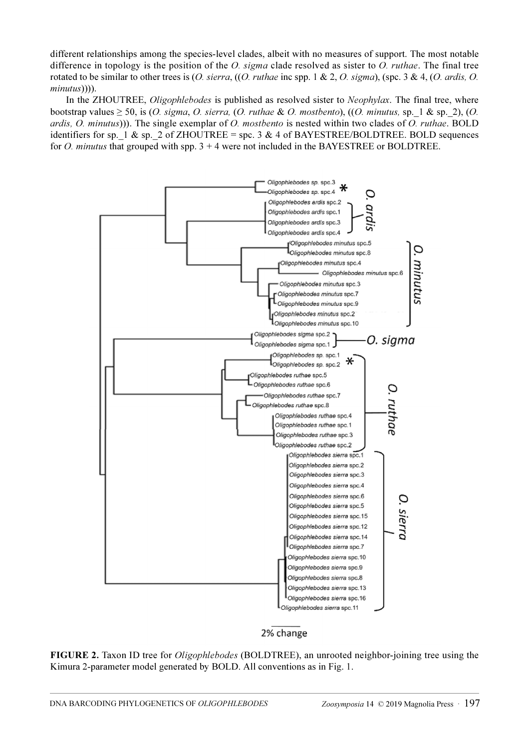different relationships among the species-level clades, albeit with no measures of support. The most notable difference in topology is the position of the *O. sigma* clade resolved as sister to *O. ruthae*. The final tree rotated to be similar to other trees is (*O. sierra*, ((*O. ruthae* inc spp. 1 & 2, *O. sigma*), (spc. 3 & 4, (*O. ardis, O. minutus*)))).

In the ZHOUTREE, *Oligophlebodes* is published as resolved sister to *Neophylax*. The final tree, where bootstrap values ≥ 50, is (*O. sigma*, *O. sierra,* (*O. ruthae* & *O. mostbento*), ((*O. minutus,* sp._1 & sp._2), (*O. ardis, O. minutus*))). The single exemplar of *O. mostbento* is nested within two clades of *O. ruthae*. BOLD identifiers for sp._1 & sp._2 of ZHOUTREE = spc. 3 & 4 of BAYESTREE/BOLDTREE. BOLD sequences for *O. minutus* that grouped with spp. 3 + 4 were not included in the BAYESTREE or BOLDTREE.

**FIGURE 2.** Taxon ID tree for *Oligophlebodes* (BOLDTREE), an unrooted neighbor-joining tree using the Kimura 2-parameter model generated by BOLD. All conventions as in Fig. 1.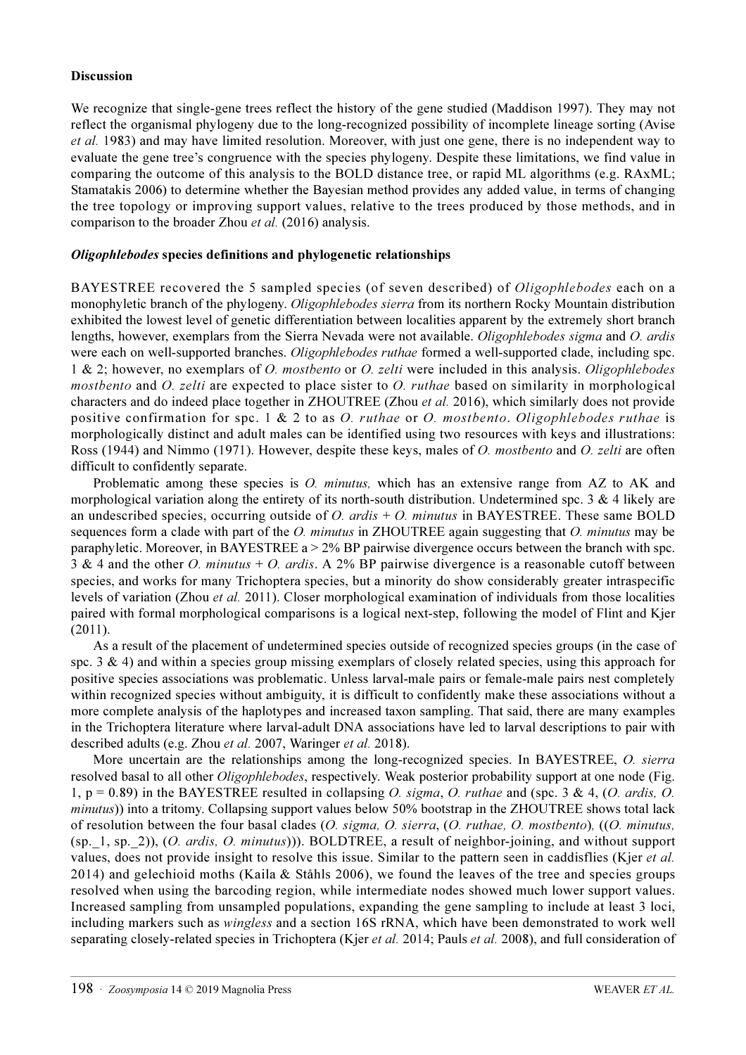**Discussion**

We recognize that single-gene trees reflect the history of the gene studied (Maddison 1997). They may not reflect the organismal phylogeny due to the long-recognized possibility of incomplete lineage sorting (Avise *et al.* 1983) and may have limited resolution. Moreover, with just one gene, there is no independent way to evaluate the gene tree's congruence with the species phylogeny. Despite these limitations, we find value in comparing the outcome of this analysis to the BOLD distance tree, or rapid ML algorithms (e.g. RAxML; Stamatakis 2006) to determine whether the Bayesian method provides any added value, in terms of changing the tree topology or improving support values, relative to the trees produced by those methods, and in comparison to the broader Zhou *et al.* (2016) analysis.

***Oligophlebodes* species definitions and phylogenetic relationships**

BAYESTREE recovered the 5 sampled species (of seven described) of *Oligophlebodes* each on a monophyletic branch of the phylogeny. *Oligophlebodes sierra* from its northern Rocky Mountain distribution exhibited the lowest level of genetic differentiation between localities apparent by the extremely short branch lengths, however, exemplars from the Sierra Nevada were not available. *Oligophlebodes sigma* and *O. ardis* were each on well-supported branches. *Oligophlebodes ruthae* formed a well-supported clade, including spc. 1 & 2; however, no exemplars of *O. mostbento* or *O. zelti* were included in this analysis. *Oligophlebodes mostbento* and *O. zelti* are expected to place sister to *O. ruthae* based on similarity in morphological characters and do indeed place together in ZHOUTREE (Zhou *et al.* 2016), which similarly does not provide positive confirmation for spc. 1 & 2 to as *O. ruthae* or *O. mostbento*. *Oligophlebodes ruthae* is morphologically distinct and adult males can be identified using two resources with keys and illustrations: Ross (1944) and Nimmo (1971). However, despite these keys, males of *O. mostbento* and *O. zelti* are often difficult to confidently separate.

Problematic among these species is *O. minutus,* which has an extensive range from AZ to AK and morphological variation along the entirety of its north-south distribution. Undetermined spc. 3 & 4 likely are an undescribed species, occurring outside of *O. ardis* + *O. minutus* in BAYESTREE. These same BOLD sequences form a clade with part of the *O. minutus* in ZHOUTREE again suggesting that *O. minutus* may be paraphyletic. Moreover, in BAYESTREE a > 2% BP pairwise divergence occurs between the branch with spc. 3 & 4 and the other *O. minutus* + *O. ardis*. A 2% BP pairwise divergence is a reasonable cutoff between species, and works for many Trichoptera species, but a minority do show considerably greater intraspecific levels of variation (Zhou *et al.* 2011). Closer morphological examination of individuals from those localities paired with formal morphological comparisons is a logical next-step, following the model of Flint and Kjer (2011).

As a result of the placement of undetermined species outside of recognized species groups (in the case of spc. 3 & 4) and within a species group missing exemplars of closely related species, using this approach for positive species associations was problematic. Unless larval-male pairs or female-male pairs nest completely within recognized species without ambiguity, it is difficult to confidently make these associations without a more complete analysis of the haplotypes and increased taxon sampling. That said, there are many examples in the Trichoptera literature where larval-adult DNA associations have led to larval descriptions to pair with described adults (e.g. Zhou *et al.* 2007, Waringer *et al.* 2018).

More uncertain are the relationships among the long-recognized species. In BAYESTREE, *O. sierra* resolved basal to all other *Oligophlebodes*, respectively. Weak posterior probability support at one node (Fig. 1, p = 0.89) in the BAYESTREE resulted in collapsing *O. sigma*, *O. ruthae* and (spc. 3 & 4, (*O. ardis, O. minutus*)) into a tritomy. Collapsing support values below 50% bootstrap in the ZHOUTREE shows total lack of resolution between the four basal clades (*O. sigma, O. sierra*, (*O. ruthae, O. mostbento*), ((*O. minutus,* (sp._1, sp._2)), (*O. ardis, O. minutus*))). BOLDTREE, a result of neighbor-joining, and without support values, does not provide insight to resolve this issue. Similar to the pattern seen in caddisflies (Kjer *et al.* 2014) and gelechioid moths (Kaila & Ståhls 2006), we found the leaves of the tree and species groups resolved when using the barcoding region, while intermediate nodes showed much lower support values. Increased sampling from unsampled populations, expanding the gene sampling to include at least 3 loci, including markers such as *wingless* and a section 16S rRNA, which have been demonstrated to work well separating closely-related species in Trichoptera (Kjer *et al.* 2014; Pauls *et al.* 2008), and full consideration of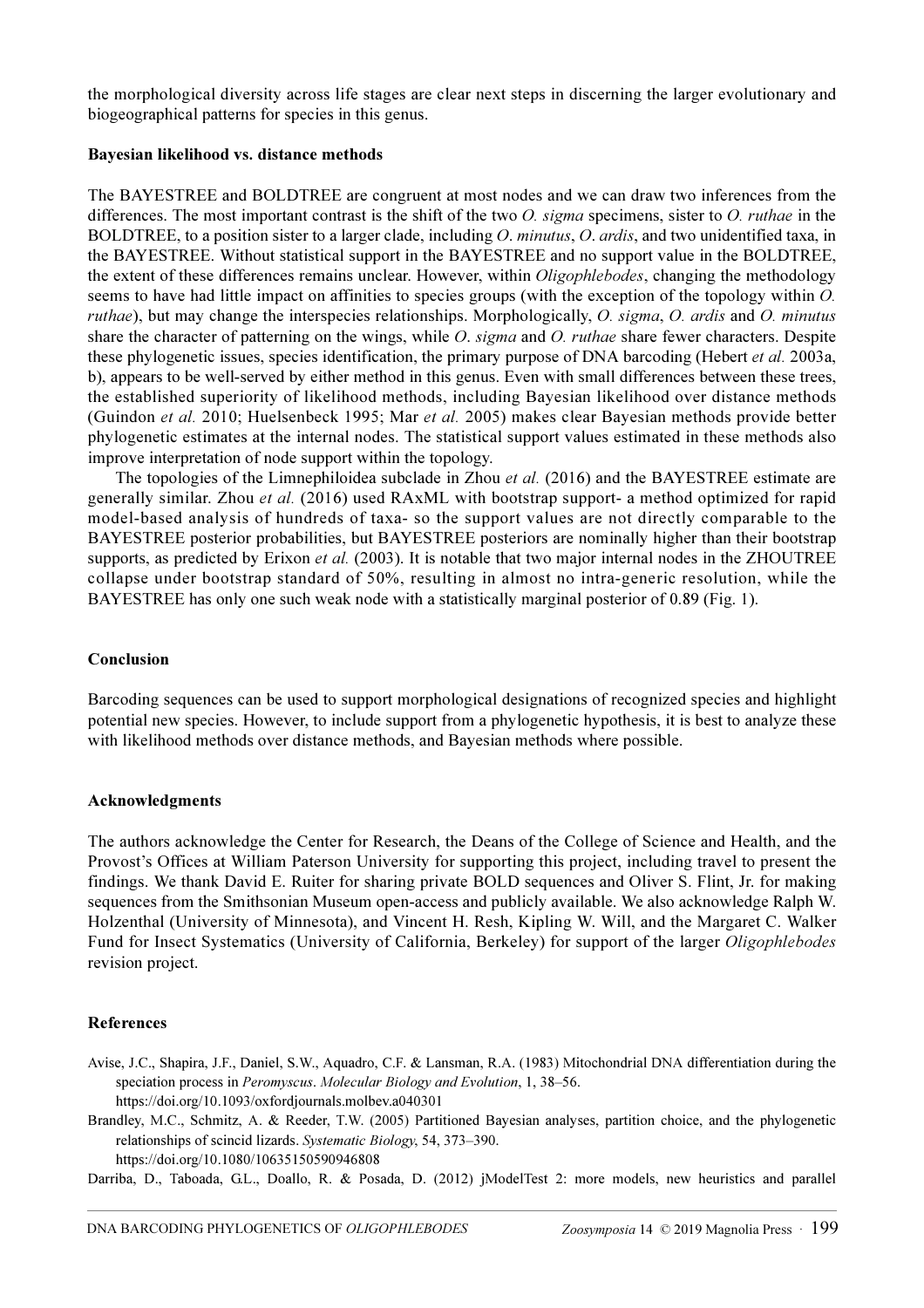the morphological diversity across life stages are clear next steps in discerning the larger evolutionary and biogeographical patterns for species in this genus.

**Bayesian likelihood vs. distance methods**

The BAYESTREE and BOLDTREE are congruent at most nodes and we can draw two inferences from the differences. The most important contrast is the shift of the two *O. sigma* specimens, sister to *O. ruthae* in the BOLDTREE, to a position sister to a larger clade, including *O*. *minutus*, *O*. *ardis*, and two unidentified taxa, in the BAYESTREE. Without statistical support in the BAYESTREE and no support value in the BOLDTREE, the extent of these differences remains unclear. However, within *Oligophlebodes*, changing the methodology seems to have had little impact on affinities to species groups (with the exception of the topology within *O. ruthae*), but may change the interspecies relationships. Morphologically, *O. sigma*, *O. ardis* and *O. minutus* share the character of patterning on the wings, while *O*. *sigma* and *O. ruthae* share fewer characters. Despite these phylogenetic issues, species identification, the primary purpose of DNA barcoding (Hebert *et al.* 2003a, b), appears to be well-served by either method in this genus. Even with small differences between these trees, the established superiority of likelihood methods, including Bayesian likelihood over distance methods (Guindon *et al.* 2010; Huelsenbeck 1995; Mar *et al.* 2005) makes clear Bayesian methods provide better phylogenetic estimates at the internal nodes. The statistical support values estimated in these methods also improve interpretation of node support within the topology.

The topologies of the Limnephiloidea subclade in Zhou *et al.* (2016) and the BAYESTREE estimate are generally similar. Zhou *et al.* (2016) used RAxML with bootstrap support- a method optimized for rapid model-based analysis of hundreds of taxa- so the support values are not directly comparable to the BAYESTREE posterior probabilities, but BAYESTREE posteriors are nominally higher than their bootstrap supports, as predicted by Erixon *et al.* (2003). It is notable that two major internal nodes in the ZHOUTREE collapse under bootstrap standard of 50%, resulting in almost no intra-generic resolution, while the BAYESTREE has only one such weak node with a statistically marginal posterior of 0.89 (Fig. 1).

**Conclusion**

Barcoding sequences can be used to support morphological designations of recognized species and highlight potential new species. However, to include support from a phylogenetic hypothesis, it is best to analyze these with likelihood methods over distance methods, and Bayesian methods where possible.

**Acknowledgments**

The authors acknowledge the Center for Research, the Deans of the College of Science and Health, and the Provost's Offices at William Paterson University for supporting this project, including travel to present the findings. We thank David E. Ruiter for sharing private BOLD sequences and Oliver S. Flint, Jr. for making sequences from the Smithsonian Museum open-access and publicly available. We also acknowledge Ralph W. Holzenthal (University of Minnesota), and Vincent H. Resh, Kipling W. Will, and the Margaret C. Walker Fund for Insect Systematics (University of California, Berkeley) for support of the larger *Oligophlebodes* revision project.

**References**

Avise, J.C., Shapira, J.F., Daniel, S.W., Aquadro, C.F. & Lansman, R.A. (1983) Mitochondrial DNA differentiation during the speciation process in *Peromyscus*. *Molecular Biology and Evolution*, 1, 38–56. https://doi.org/10.1093/oxfordjournals.molbev.a040301

Brandley, M.C., Schmitz, A. & Reeder, T.W. (2005) Partitioned Bayesian analyses, partition choice, and the phylogenetic relationships of scincid lizards. *Systematic Biology*, 54, 373–390. https://doi.org/10.1080/10635150590946808

Darriba, D., Taboada, G.L., Doallo, R. & Posada, D. (2012) jModelTest 2: more models, new heuristics and parallel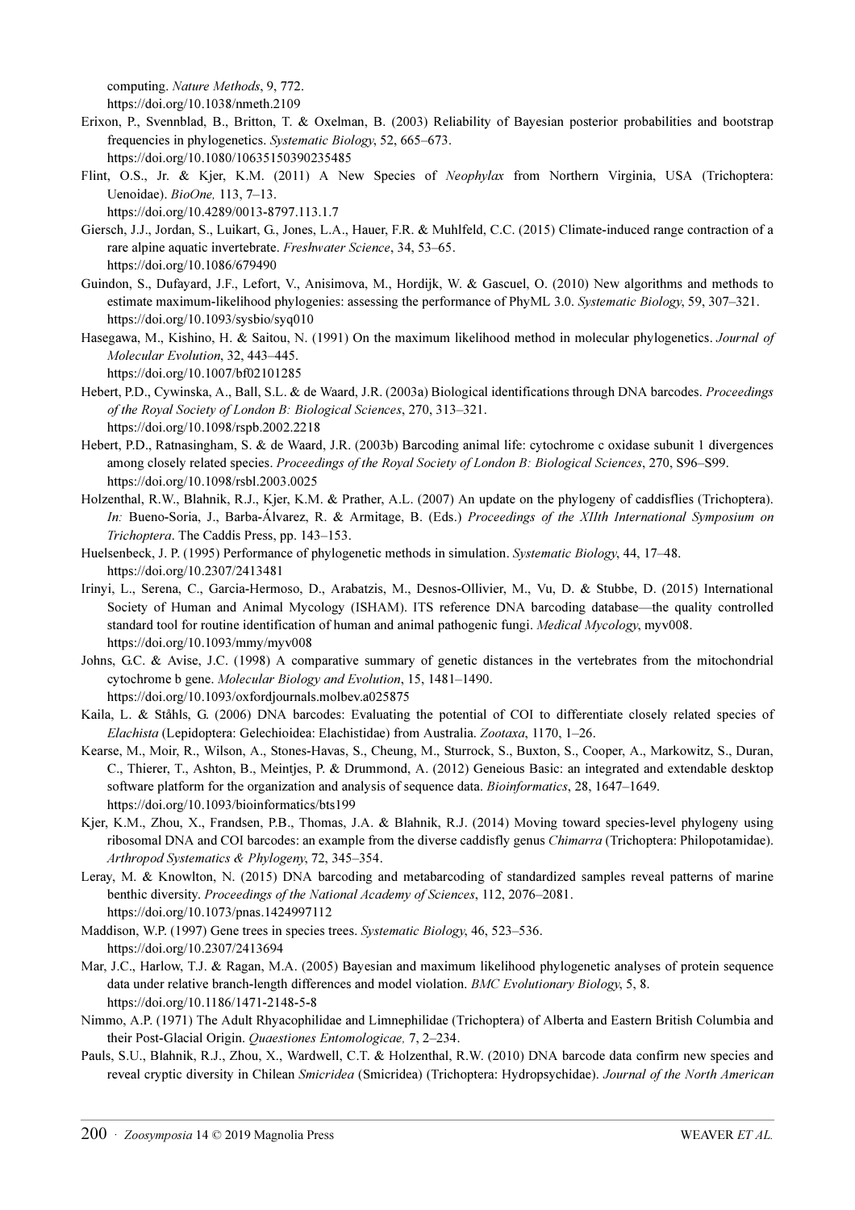computing. *Nature Methods*, 9, 772.
https://doi.org/10.1038/nmeth.2109

Erixon, P., Svennblad, B., Britton, T. & Oxelman, B. (2003) Reliability of Bayesian posterior probabilities and bootstrap frequencies in phylogenetics. *Systematic Biology*, 52, 665–673.
https://doi.org/10.1080/10635150390235485

Flint, O.S., Jr. & Kjer, K.M. (2011) A New Species of *Neophylax* from Northern Virginia, USA (Trichoptera: Uenoidae). *BioOne,* 113, 7–13.
https://doi.org/10.4289/0013-8797.113.1.7

Giersch, J.J., Jordan, S., Luikart, G., Jones, L.A., Hauer, F.R. & Muhlfeld, C.C. (2015) Climate-induced range contraction of a rare alpine aquatic invertebrate. *Freshwater Science*, 34, 53–65.
https://doi.org/10.1086/679490

Guindon, S., Dufayard, J.F., Lefort, V., Anisimova, M., Hordijk, W. & Gascuel, O. (2010) New algorithms and methods to estimate maximum-likelihood phylogenies: assessing the performance of PhyML 3.0. *Systematic Biology*, 59, 307–321.
https://doi.org/10.1093/sysbio/syq010

Hasegawa, M., Kishino, H. & Saitou, N. (1991) On the maximum likelihood method in molecular phylogenetics. *Journal of Molecular Evolution*, 32, 443–445.
https://doi.org/10.1007/bf02101285

Hebert, P.D., Cywinska, A., Ball, S.L. & de Waard, J.R. (2003a) Biological identifications through DNA barcodes. *Proceedings of the Royal Society of London B: Biological Sciences*, 270, 313–321.
https://doi.org/10.1098/rspb.2002.2218

Hebert, P.D., Ratnasingham, S. & de Waard, J.R. (2003b) Barcoding animal life: cytochrome c oxidase subunit 1 divergences among closely related species. *Proceedings of the Royal Society of London B: Biological Sciences*, 270, S96–S99.
https://doi.org/10.1098/rsbl.2003.0025

Holzenthal, R.W., Blahnik, R.J., Kjer, K.M. & Prather, A.L. (2007) An update on the phylogeny of caddisflies (Trichoptera). *In:* Bueno-Soria, J., Barba-Álvarez, R. & Armitage, B. (Eds.) *Proceedings of the XIIth International Symposium on Trichoptera*. The Caddis Press, pp. 143–153.

Huelsenbeck, J. P. (1995) Performance of phylogenetic methods in simulation. *Systematic Biology*, 44, 17–48.
https://doi.org/10.2307/2413481

Irinyi, L., Serena, C., Garcia-Hermoso, D., Arabatzis, M., Desnos-Ollivier, M., Vu, D. & Stubbe, D. (2015) International Society of Human and Animal Mycology (ISHAM). ITS reference DNA barcoding database—the quality controlled standard tool for routine identification of human and animal pathogenic fungi. *Medical Mycology*, myv008.
https://doi.org/10.1093/mmy/myv008

Johns, G.C. & Avise, J.C. (1998) A comparative summary of genetic distances in the vertebrates from the mitochondrial cytochrome b gene. *Molecular Biology and Evolution*, 15, 1481–1490.
https://doi.org/10.1093/oxfordjournals.molbev.a025875

Kaila, L. & Ståhls, G. (2006) DNA barcodes: Evaluating the potential of COI to differentiate closely related species of *Elachista* (Lepidoptera: Gelechioidea: Elachistidae) from Australia. *Zootaxa*, 1170, 1–26.

Kearse, M., Moir, R., Wilson, A., Stones-Havas, S., Cheung, M., Sturrock, S., Buxton, S., Cooper, A., Markowitz, S., Duran, C., Thierer, T., Ashton, B., Meintjes, P. & Drummond, A. (2012) Geneious Basic: an integrated and extendable desktop software platform for the organization and analysis of sequence data. *Bioinformatics*, 28, 1647–1649.
https://doi.org/10.1093/bioinformatics/bts199

Kjer, K.M., Zhou, X., Frandsen, P.B., Thomas, J.A. & Blahnik, R.J. (2014) Moving toward species-level phylogeny using ribosomal DNA and COI barcodes: an example from the diverse caddisfly genus *Chimarra* (Trichoptera: Philopotamidae). *Arthropod Systematics & Phylogeny*, 72, 345–354.

Leray, M. & Knowlton, N. (2015) DNA barcoding and metabarcoding of standardized samples reveal patterns of marine benthic diversity. *Proceedings of the National Academy of Sciences*, 112, 2076–2081.
https://doi.org/10.1073/pnas.1424997112

Maddison, W.P. (1997) Gene trees in species trees. *Systematic Biology*, 46, 523–536.
https://doi.org/10.2307/2413694

Mar, J.C., Harlow, T.J. & Ragan, M.A. (2005) Bayesian and maximum likelihood phylogenetic analyses of protein sequence data under relative branch-length differences and model violation. *BMC Evolutionary Biology*, 5, 8.
https://doi.org/10.1186/1471-2148-5-8

Nimmo, A.P. (1971) The Adult Rhyacophilidae and Limnephilidae (Trichoptera) of Alberta and Eastern British Columbia and their Post-Glacial Origin. *Quaestiones Entomologicae,* 7, 2–234.

Pauls, S.U., Blahnik, R.J., Zhou, X., Wardwell, C.T. & Holzenthal, R.W. (2010) DNA barcode data confirm new species and reveal cryptic diversity in Chilean *Smicridea* (Smicridea) (Trichoptera: Hydropsychidae). *Journal of the North American*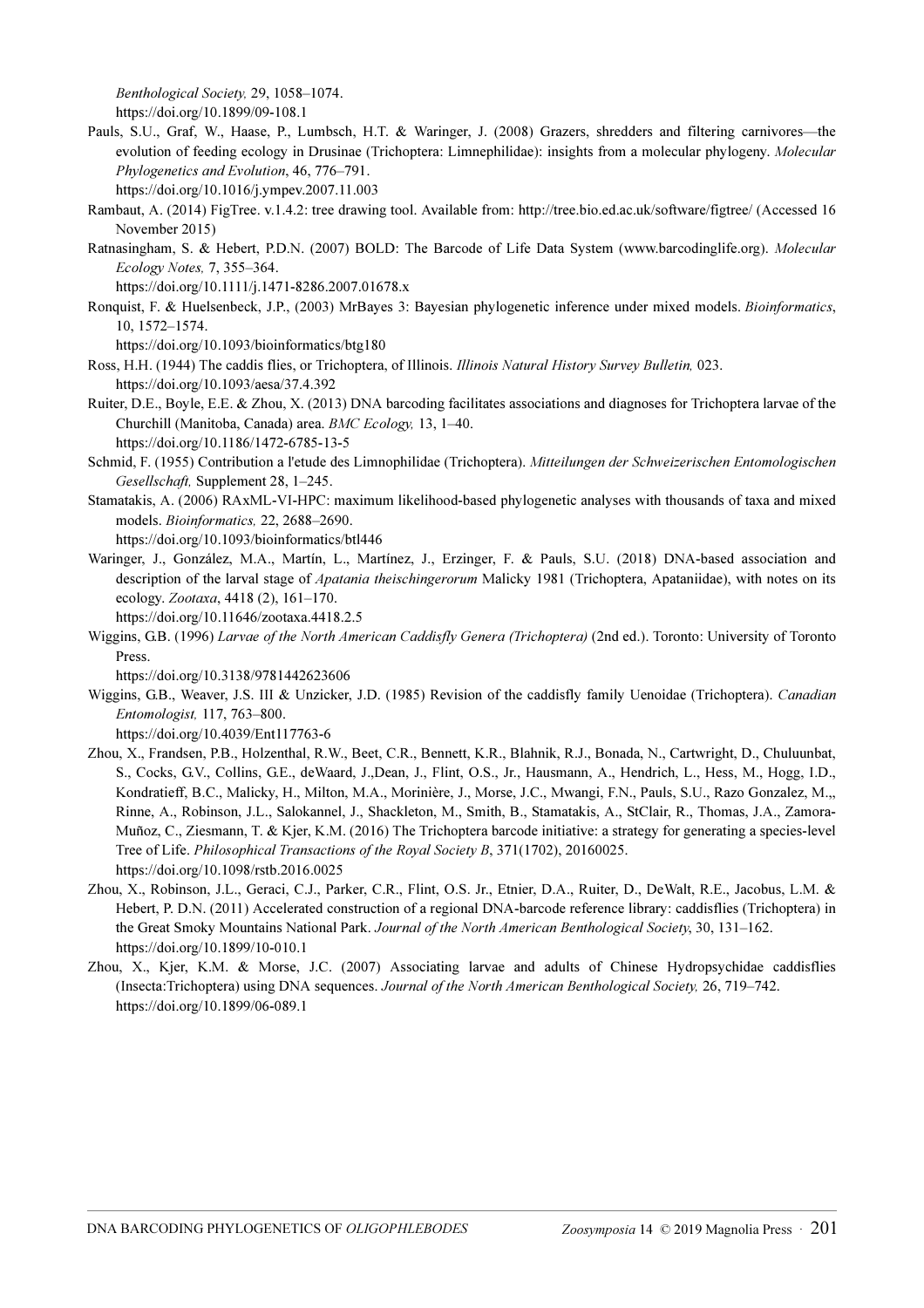*Benthological Society,* 29, 1058–1074.
https://doi.org/10.1899/09-108.1

Pauls, S.U., Graf, W., Haase, P., Lumbsch, H.T. & Waringer, J. (2008) Grazers, shredders and filtering carnivores—the evolution of feeding ecology in Drusinae (Trichoptera: Limnephilidae): insights from a molecular phylogeny. *Molecular Phylogenetics and Evolution*, 46, 776–791.
https://doi.org/10.1016/j.ympev.2007.11.003

Rambaut, A. (2014) FigTree. v.1.4.2: tree drawing tool. Available from: http://tree.bio.ed.ac.uk/software/figtree/ (Accessed 16 November 2015)

Ratnasingham, S. & Hebert, P.D.N. (2007) BOLD: The Barcode of Life Data System (www.barcodinglife.org). *Molecular Ecology Notes,* 7, 355–364.
https://doi.org/10.1111/j.1471-8286.2007.01678.x

Ronquist, F. & Huelsenbeck, J.P., (2003) MrBayes 3: Bayesian phylogenetic inference under mixed models. *Bioinformatics*, 10, 1572–1574.
https://doi.org/10.1093/bioinformatics/btg180

Ross, H.H. (1944) The caddis flies, or Trichoptera, of Illinois. *Illinois Natural History Survey Bulletin,* 023.
https://doi.org/10.1093/aesa/37.4.392

Ruiter, D.E., Boyle, E.E. & Zhou, X. (2013) DNA barcoding facilitates associations and diagnoses for Trichoptera larvae of the Churchill (Manitoba, Canada) area. *BMC Ecology,* 13, 1–40.
https://doi.org/10.1186/1472-6785-13-5

Schmid, F. (1955) Contribution a l'etude des Limnophilidae (Trichoptera). *Mitteilungen der Schweizerischen Entomologischen Gesellschaft,* Supplement 28, 1–245.

Stamatakis, A. (2006) RAxML-VI-HPC: maximum likelihood-based phylogenetic analyses with thousands of taxa and mixed models. *Bioinformatics,* 22, 2688–2690.
https://doi.org/10.1093/bioinformatics/btl446

Waringer, J., González, M.A., Martín, L., Martínez, J., Erzinger, F. & Pauls, S.U. (2018) DNA-based association and description of the larval stage of *Apatania theischingerorum* Malicky 1981 (Trichoptera, Apataniidae), with notes on its ecology. *Zootaxa*, 4418 (2), 161–170.
https://doi.org/10.11646/zootaxa.4418.2.5

Wiggins, G.B. (1996) *Larvae of the North American Caddisfly Genera (Trichoptera)* (2nd ed.). Toronto: University of Toronto Press.
https://doi.org/10.3138/9781442623606

Wiggins, G.B., Weaver, J.S. III & Unzicker, J.D. (1985) Revision of the caddisfly family Uenoidae (Trichoptera). *Canadian Entomologist,* 117, 763–800.
https://doi.org/10.4039/Ent117763-6

Zhou, X., Frandsen, P.B., Holzenthal, R.W., Beet, C.R., Bennett, K.R., Blahnik, R.J., Bonada, N., Cartwright, D., Chuluunbat, S., Cocks, G.V., Collins, G.E., deWaard, J.,Dean, J., Flint, O.S., Jr., Hausmann, A., Hendrich, L., Hess, M., Hogg, I.D., Kondratieff, B.C., Malicky, H., Milton, M.A., Morinière, J., Morse, J.C., Mwangi, F.N., Pauls, S.U., Razo Gonzalez, M.,, Rinne, A., Robinson, J.L., Salokannel, J., Shackleton, M., Smith, B., Stamatakis, A., StClair, R., Thomas, J.A., Zamora-Muñoz, C., Ziesmann, T. & Kjer, K.M. (2016) The Trichoptera barcode initiative: a strategy for generating a species-level Tree of Life. *Philosophical Transactions of the Royal Society B*, 371(1702), 20160025.
https://doi.org/10.1098/rstb.2016.0025

Zhou, X., Robinson, J.L., Geraci, C.J., Parker, C.R., Flint, O.S. Jr., Etnier, D.A., Ruiter, D., DeWalt, R.E., Jacobus, L.M. & Hebert, P. D.N. (2011) Accelerated construction of a regional DNA-barcode reference library: caddisflies (Trichoptera) in the Great Smoky Mountains National Park. *Journal of the North American Benthological Society*, 30, 131–162.
https://doi.org/10.1899/10-010.1

Zhou, X., Kjer, K.M. & Morse, J.C. (2007) Associating larvae and adults of Chinese Hydropsychidae caddisflies (Insecta:Trichoptera) using DNA sequences. *Journal of the North American Benthological Society,* 26, 719–742.
https://doi.org/10.1899/06-089.1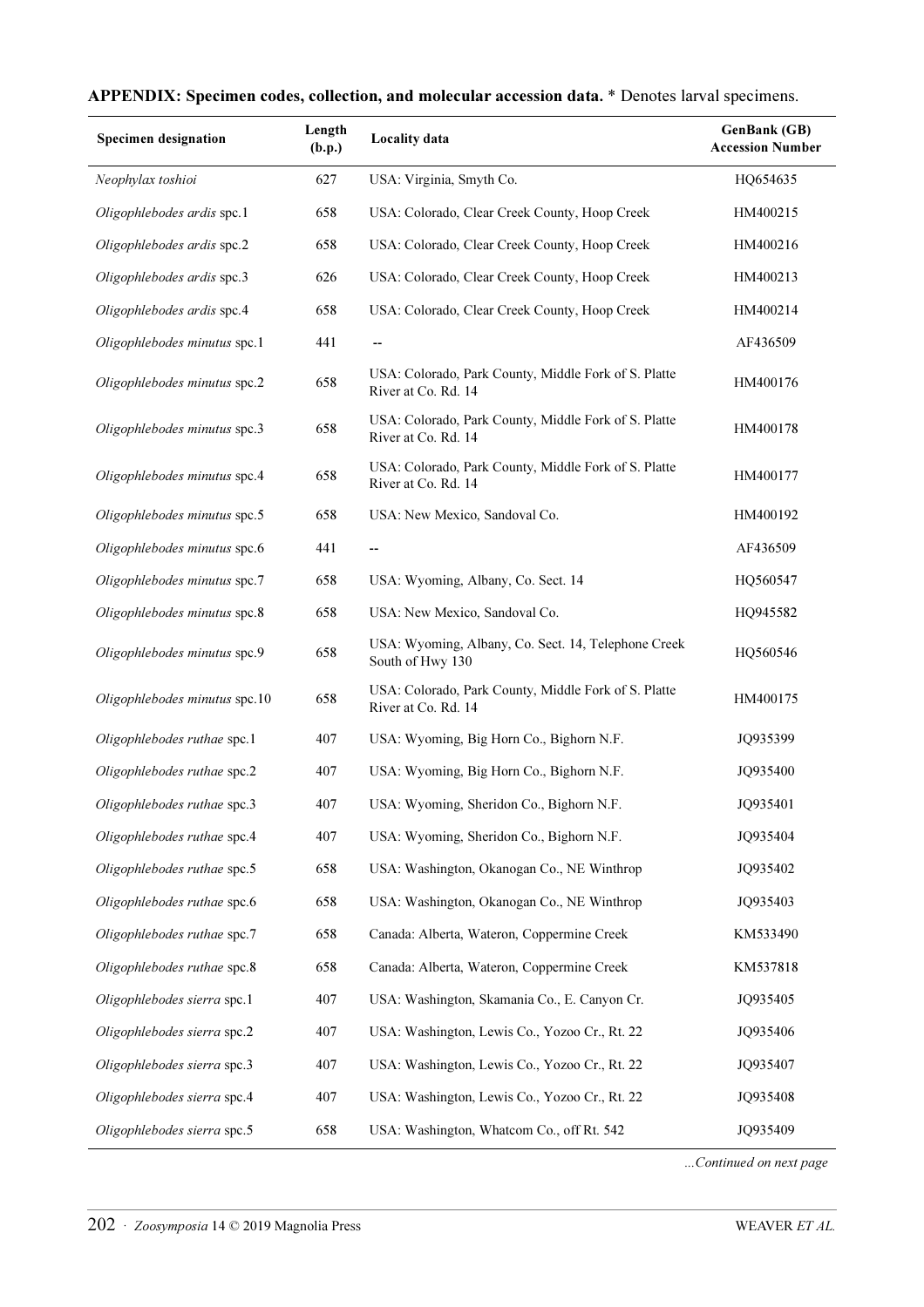**APPENDIX: Specimen codes, collection, and molecular accession data.** * Denotes larval specimens.

| Specimen designation | Length (b.p.) | Locality data | GenBank (GB) Accession Number |
|---|---|---|---|
| *Neophylax toshioi* | 627 | USA: Virginia, Smyth Co. | HQ654635 |
| *Oligophlebodes ardis* spc.1 | 658 | USA: Colorado, Clear Creek County, Hoop Creek | HM400215 |
| *Oligophlebodes ardis* spc.2 | 658 | USA: Colorado, Clear Creek County, Hoop Creek | HM400216 |
| *Oligophlebodes ardis* spc.3 | 626 | USA: Colorado, Clear Creek County, Hoop Creek | HM400213 |
| *Oligophlebodes ardis* spc.4 | 658 | USA: Colorado, Clear Creek County, Hoop Creek | HM400214 |
| *Oligophlebodes minutus* spc.1 | 441 | -- | AF436509 |
| *Oligophlebodes minutus* spc.2 | 658 | USA: Colorado, Park County, Middle Fork of S. Platte River at Co. Rd. 14 | HM400176 |
| *Oligophlebodes minutus* spc.3 | 658 | USA: Colorado, Park County, Middle Fork of S. Platte River at Co. Rd. 14 | HM400178 |
| *Oligophlebodes minutus* spc.4 | 658 | USA: Colorado, Park County, Middle Fork of S. Platte River at Co. Rd. 14 | HM400177 |
| *Oligophlebodes minutus* spc.5 | 658 | USA: New Mexico, Sandoval Co. | HM400192 |
| *Oligophlebodes minutus* spc.6 | 441 | -- | AF436509 |
| *Oligophlebodes minutus* spc.7 | 658 | USA: Wyoming, Albany, Co. Sect. 14 | HQ560547 |
| *Oligophlebodes minutus* spc.8 | 658 | USA: New Mexico, Sandoval Co. | HQ945582 |
| *Oligophlebodes minutus* spc.9 | 658 | USA: Wyoming, Albany, Co. Sect. 14, Telephone Creek South of Hwy 130 | HQ560546 |
| *Oligophlebodes minutus* spc.10 | 658 | USA: Colorado, Park County, Middle Fork of S. Platte River at Co. Rd. 14 | HM400175 |
| *Oligophlebodes ruthae* spc.1 | 407 | USA: Wyoming, Big Horn Co., Bighorn N.F. | JQ935399 |
| *Oligophlebodes ruthae* spc.2 | 407 | USA: Wyoming, Big Horn Co., Bighorn N.F. | JQ935400 |
| *Oligophlebodes ruthae* spc.3 | 407 | USA: Wyoming, Sheridon Co., Bighorn N.F. | JQ935401 |
| *Oligophlebodes ruthae* spc.4 | 407 | USA: Wyoming, Sheridon Co., Bighorn N.F. | JQ935404 |
| *Oligophlebodes ruthae* spc.5 | 658 | USA: Washington, Okanogan Co., NE Winthrop | JQ935402 |
| *Oligophlebodes ruthae* spc.6 | 658 | USA: Washington, Okanogan Co., NE Winthrop | JQ935403 |
| *Oligophlebodes ruthae* spc.7 | 658 | Canada: Alberta, Wateron, Coppermine Creek | KM533490 |
| *Oligophlebodes ruthae* spc.8 | 658 | Canada: Alberta, Wateron, Coppermine Creek | KM537818 |
| *Oligophlebodes sierra* spc.1 | 407 | USA: Washington, Skamania Co., E. Canyon Cr. | JQ935405 |
| *Oligophlebodes sierra* spc.2 | 407 | USA: Washington, Lewis Co., Yozoo Cr., Rt. 22 | JQ935406 |
| *Oligophlebodes sierra* spc.3 | 407 | USA: Washington, Lewis Co., Yozoo Cr., Rt. 22 | JQ935407 |
| *Oligophlebodes sierra* spc.4 | 407 | USA: Washington, Lewis Co., Yozoo Cr., Rt. 22 | JQ935408 |
| *Oligophlebodes sierra* spc.5 | 658 | USA: Washington, Whatcom Co., off Rt. 542 | JQ935409 |

*...Continued on next page*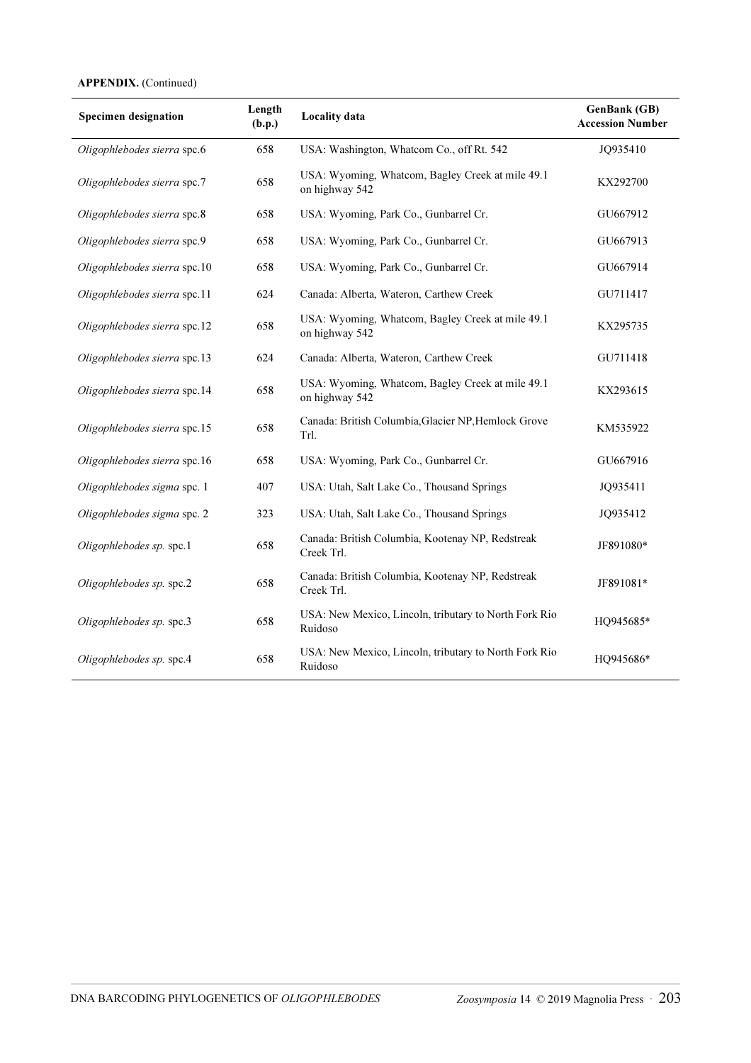**APPENDIX.** (Continued)

| Specimen designation | Length (b.p.) | Locality data | GenBank (GB) Accession Number |
|---|---|---|---|
| *Oligophlebodes sierra* spc.6 | 658 | USA: Washington, Whatcom Co., off Rt. 542 | JQ935410 |
| *Oligophlebodes sierra* spc.7 | 658 | USA: Wyoming, Whatcom, Bagley Creek at mile 49.1 on highway 542 | KX292700 |
| *Oligophlebodes sierra* spc.8 | 658 | USA: Wyoming, Park Co., Gunbarrel Cr. | GU667912 |
| *Oligophlebodes sierra* spc.9 | 658 | USA: Wyoming, Park Co., Gunbarrel Cr. | GU667913 |
| *Oligophlebodes sierra* spc.10 | 658 | USA: Wyoming, Park Co., Gunbarrel Cr. | GU667914 |
| *Oligophlebodes sierra* spc.11 | 624 | Canada: Alberta, Wateron, Carthew Creek | GU711417 |
| *Oligophlebodes sierra* spc.12 | 658 | USA: Wyoming, Whatcom, Bagley Creek at mile 49.1 on highway 542 | KX295735 |
| *Oligophlebodes sierra* spc.13 | 624 | Canada: Alberta, Wateron, Carthew Creek | GU711418 |
| *Oligophlebodes sierra* spc.14 | 658 | USA: Wyoming, Whatcom, Bagley Creek at mile 49.1 on highway 542 | KX293615 |
| *Oligophlebodes sierra* spc.15 | 658 | Canada: British Columbia,Glacier NP,Hemlock Grove Trl. | KM535922 |
| *Oligophlebodes sierra* spc.16 | 658 | USA: Wyoming, Park Co., Gunbarrel Cr. | GU667916 |
| *Oligophlebodes sigma* spc. 1 | 407 | USA: Utah, Salt Lake Co., Thousand Springs | JQ935411 |
| *Oligophlebodes sigma* spc. 2 | 323 | USA: Utah, Salt Lake Co., Thousand Springs | JQ935412 |
| *Oligophlebodes sp.* spc.1 | 658 | Canada: British Columbia, Kootenay NP, Redstreak Creek Trl. | JF891080* |
| *Oligophlebodes sp.* spc.2 | 658 | Canada: British Columbia, Kootenay NP, Redstreak Creek Trl. | JF891081* |
| *Oligophlebodes sp.* spc.3 | 658 | USA: New Mexico, Lincoln, tributary to North Fork Rio Ruidoso | HQ945685* |
| *Oligophlebodes sp.* spc.4 | 658 | USA: New Mexico, Lincoln, tributary to North Fork Rio Ruidoso | HQ945686* |